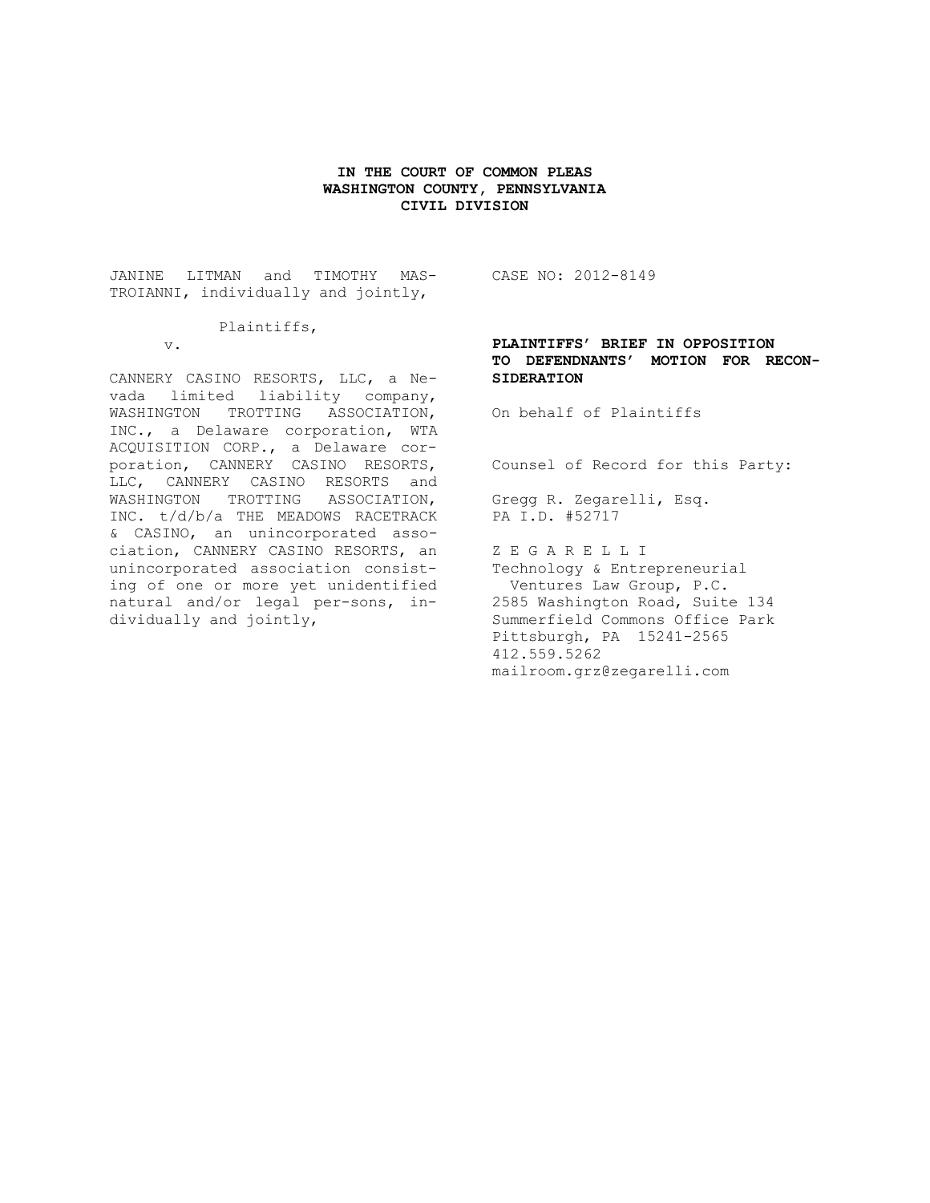**IN THE COURT OF COMMON PLEAS**
**WASHINGTON COUNTY, PENNSYLVANIA**
**CIVIL DIVISION**

JANINE LITMAN and TIMOTHY MASTROIANNI, individually and jointly,

Plaintiffs,

v.

CANNERY CASINO RESORTS, LLC, a Nevada limited liability company, WASHINGTON TROTTING ASSOCIATION, INC., a Delaware corporation, WTA ACQUISITION CORP., a Delaware corporation, CANNERY CASINO RESORTS, LLC, CANNERY CASINO RESORTS and WASHINGTON TROTTING ASSOCIATION, INC. t/d/b/a THE MEADOWS RACETRACK & CASINO, an unincorporated association, CANNERY CASINO RESORTS, an unincorporated association consisting of one or more yet unidentified natural and/or legal per-sons, individually and jointly,

CASE NO: 2012-8149

**PLAINTIFFS' BRIEF IN OPPOSITION TO DEFENDNANTS' MOTION FOR RECONSIDERATION**

On behalf of Plaintiffs

Counsel of Record for this Party:

Gregg R. Zegarelli, Esq.
PA I.D. #52717

Z E G A R E L L I
Technology & Entrepreneurial
Ventures Law Group, P.C.
2585 Washington Road, Suite 134
Summerfield Commons Office Park
Pittsburgh, PA 15241-2565
412.559.5262
mailroom.grz@zegarelli.com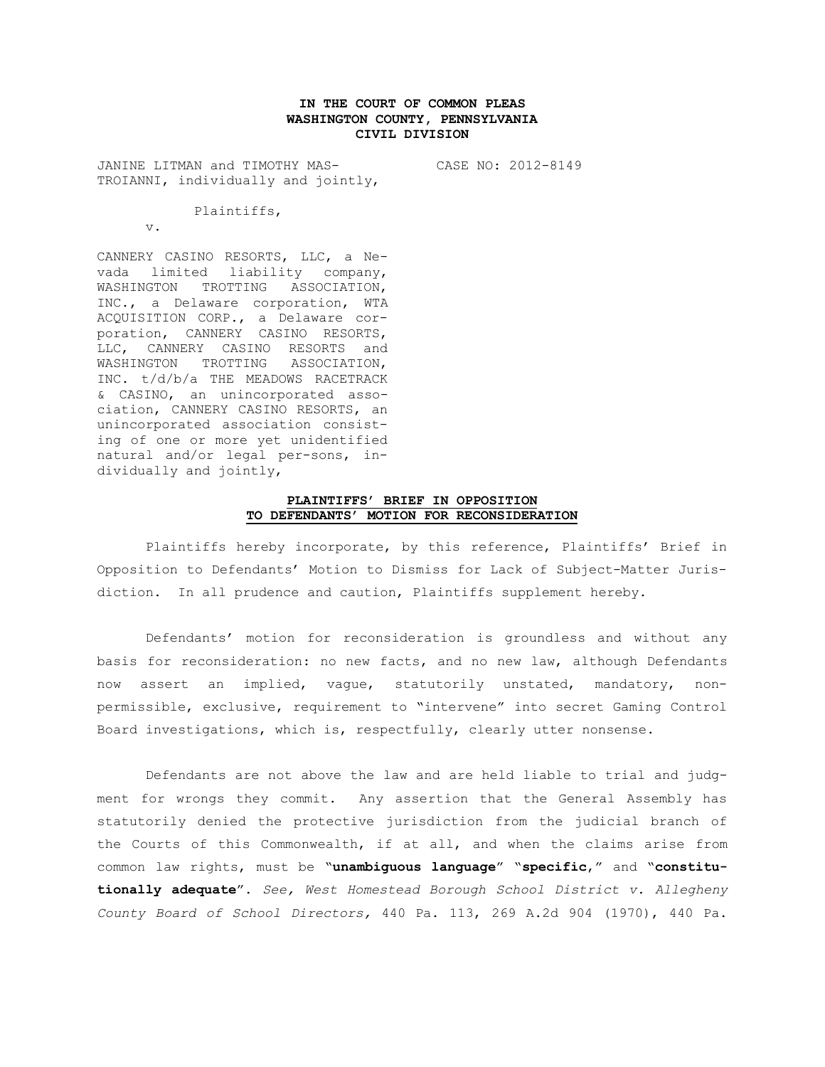**IN THE COURT OF COMMON PLEAS**
**WASHINGTON COUNTY, PENNSYLVANIA**
**CIVIL DIVISION**

JANINE LITMAN and TIMOTHY MASTROIANNI, individually and jointly,

Plaintiffs,

v.

CANNERY CASINO RESORTS, LLC, a Nevada limited liability company, WASHINGTON TROTTING ASSOCIATION, INC., a Delaware corporation, WTA ACQUISITION CORP., a Delaware corporation, CANNERY CASINO RESORTS, LLC, CANNERY CASINO RESORTS and WASHINGTON TROTTING ASSOCIATION, INC. t/d/b/a THE MEADOWS RACETRACK & CASINO, an unincorporated association, CANNERY CASINO RESORTS, an unincorporated association consisting of one or more yet unidentified natural and/or legal per-sons, individually and jointly,

CASE NO: 2012-8149

**PLAINTIFFS' BRIEF IN OPPOSITION**
**TO DEFENDANTS' MOTION FOR RECONSIDERATION**

Plaintiffs hereby incorporate, by this reference, Plaintiffs' Brief in Opposition to Defendants' Motion to Dismiss for Lack of Subject-Matter Jurisdiction. In all prudence and caution, Plaintiffs supplement hereby.

Defendants' motion for reconsideration is groundless and without any basis for reconsideration: no new facts, and no new law, although Defendants now assert an implied, vague, statutorily unstated, mandatory, non-permissible, exclusive, requirement to "intervene" into secret Gaming Control Board investigations, which is, respectfully, clearly utter nonsense.

Defendants are not above the law and are held liable to trial and judgment for wrongs they commit. Any assertion that the General Assembly has statutorily denied the protective jurisdiction from the judicial branch of the Courts of this Commonwealth, if at all, and when the claims arise from common law rights, must be "**unambiguous language**" "**specific**," and "**constitutionally adequate**". *See, West Homestead Borough School District v. Allegheny County Board of School Directors,* 440 Pa. 113, 269 A.2d 904 (1970), 440 Pa.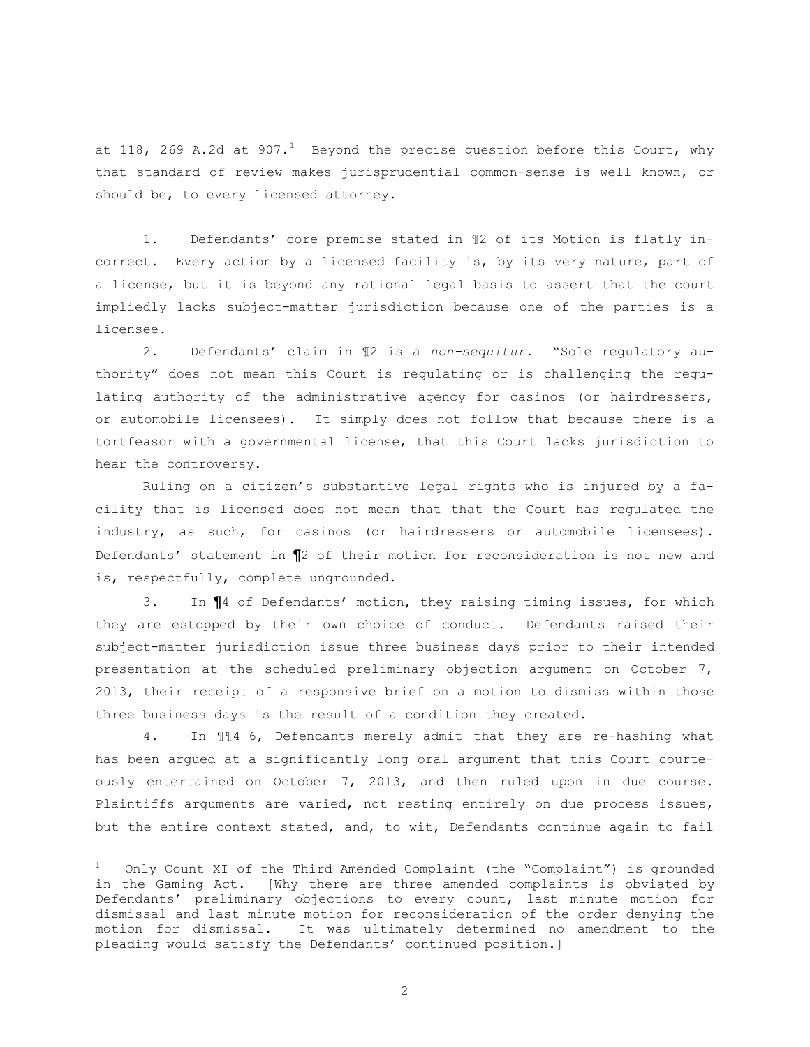at 118, 269 A.2d at 907.[1] Beyond the precise question before this Court, why that standard of review makes jurisprudential common-sense is well known, or should be, to every licensed attorney.

1. Defendants' core premise stated in ¶2 of its Motion is flatly incorrect. Every action by a licensed facility is, by its very nature, part of a license, but it is beyond any rational legal basis to assert that the court impliedly lacks subject-matter jurisdiction because one of the parties is a licensee.

2. Defendants' claim in ¶2 is a *non-sequitur.* "Sole <u>regulatory</u> authority" does not mean this Court is regulating or is challenging the regulating authority of the administrative agency for casinos (or hairdressers, or automobile licensees). It simply does not follow that because there is a tortfeasor with a governmental license, that this Court lacks jurisdiction to hear the controversy.

Ruling on a citizen's substantive legal rights who is injured by a facility that is licensed does not mean that that the Court has regulated the industry, as such, for casinos (or hairdressers or automobile licensees). Defendants' statement in **¶**2 of their motion for reconsideration is not new and is, respectfully, complete ungrounded.

3. In **¶**4 of Defendants' motion, they raising timing issues, for which they are estopped by their own choice of conduct. Defendants raised their subject-matter jurisdiction issue three business days prior to their intended presentation at the scheduled preliminary objection argument on October 7, 2013, their receipt of a responsive brief on a motion to dismiss within those three business days is the result of a condition they created.

4. In ¶¶4-6, Defendants merely admit that they are re-hashing what has been argued at a significantly long oral argument that this Court courteously entertained on October 7, 2013, and then ruled upon in due course. Plaintiffs arguments are varied, not resting entirely on due process issues, but the entire context stated, and, to wit, Defendants continue again to fail

---

[1] Only Count XI of the Third Amended Complaint (the "Complaint") is grounded in the Gaming Act. [Why there are three amended complaints is obviated by Defendants' preliminary objections to every count, last minute motion for dismissal and last minute motion for reconsideration of the order denying the motion for dismissal. It was ultimately determined no amendment to the pleading would satisfy the Defendants' continued position.]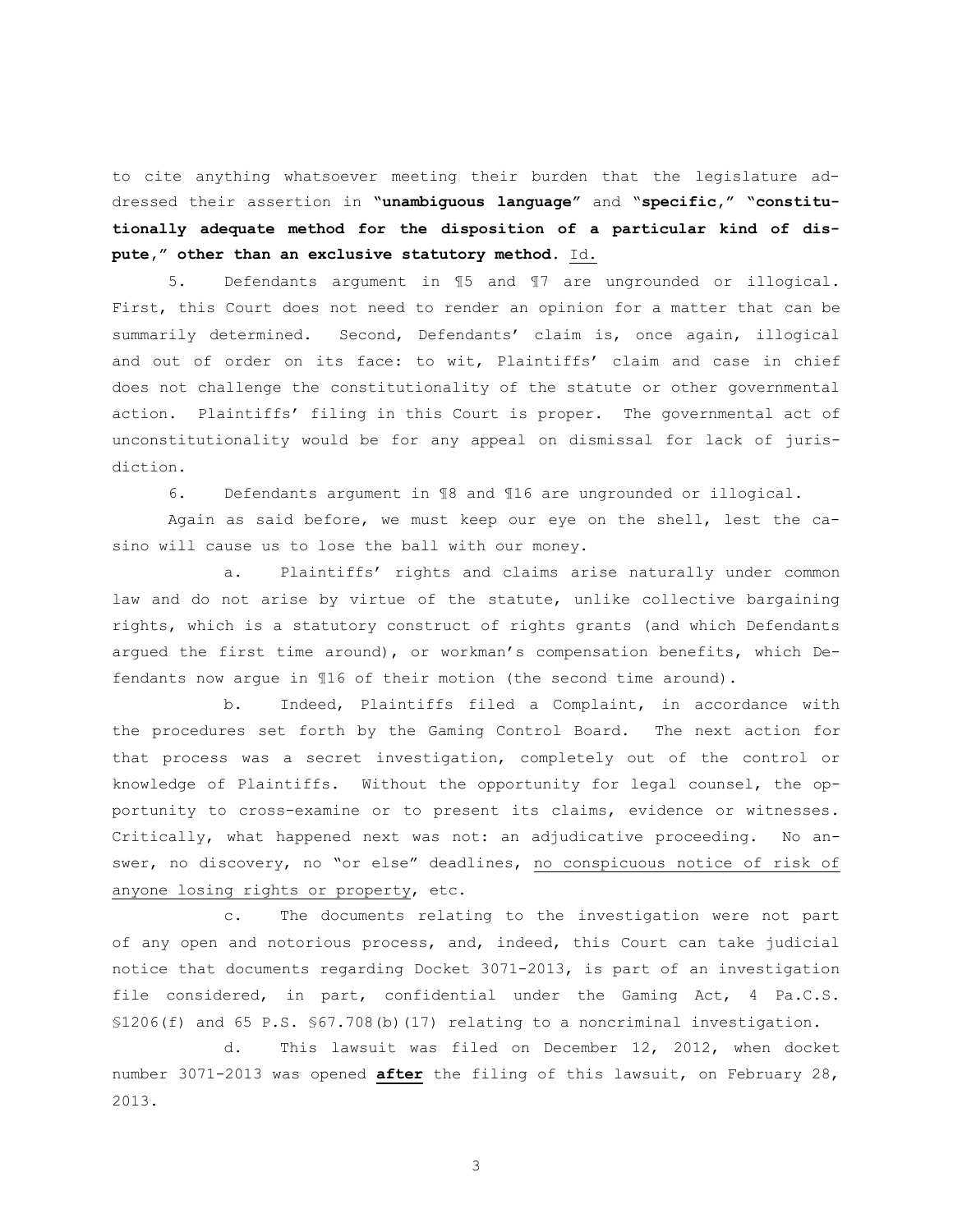to cite anything whatsoever meeting their burden that the legislature addressed their assertion in **"unambiguous language"** and **"specific," "constitutionally adequate method for the disposition of a particular kind of dispute," other than an exclusive statutory method.** Id.

5. Defendants argument in ¶5 and ¶7 are ungrounded or illogical. First, this Court does not need to render an opinion for a matter that can be summarily determined. Second, Defendants' claim is, once again, illogical and out of order on its face: to wit, Plaintiffs' claim and case in chief does not challenge the constitutionality of the statute or other governmental action. Plaintiffs' filing in this Court is proper. The governmental act of unconstitutionality would be for any appeal on dismissal for lack of jurisdiction.

6. Defendants argument in ¶8 and ¶16 are ungrounded or illogical.

Again as said before, we must keep our eye on the shell, lest the casino will cause us to lose the ball with our money.

a. Plaintiffs' rights and claims arise naturally under common law and do not arise by virtue of the statute, unlike collective bargaining rights, which is a statutory construct of rights grants (and which Defendants argued the first time around), or workman's compensation benefits, which Defendants now argue in ¶16 of their motion (the second time around).

b. Indeed, Plaintiffs filed a Complaint, in accordance with the procedures set forth by the Gaming Control Board. The next action for that process was a secret investigation, completely out of the control or knowledge of Plaintiffs. Without the opportunity for legal counsel, the opportunity to cross-examine or to present its claims, evidence or witnesses. Critically, what happened next was not: an adjudicative proceeding. No answer, no discovery, no "or else" deadlines, no conspicuous notice of risk of anyone losing rights or property, etc.

c. The documents relating to the investigation were not part of any open and notorious process, and, indeed, this Court can take judicial notice that documents regarding Docket 3071-2013, is part of an investigation file considered, in part, confidential under the Gaming Act, 4 Pa.C.S. §1206(f) and 65 P.S. §67.708(b)(17) relating to a noncriminal investigation.

d. This lawsuit was filed on December 12, 2012, when docket number 3071-2013 was opened **after** the filing of this lawsuit, on February 28, 2013.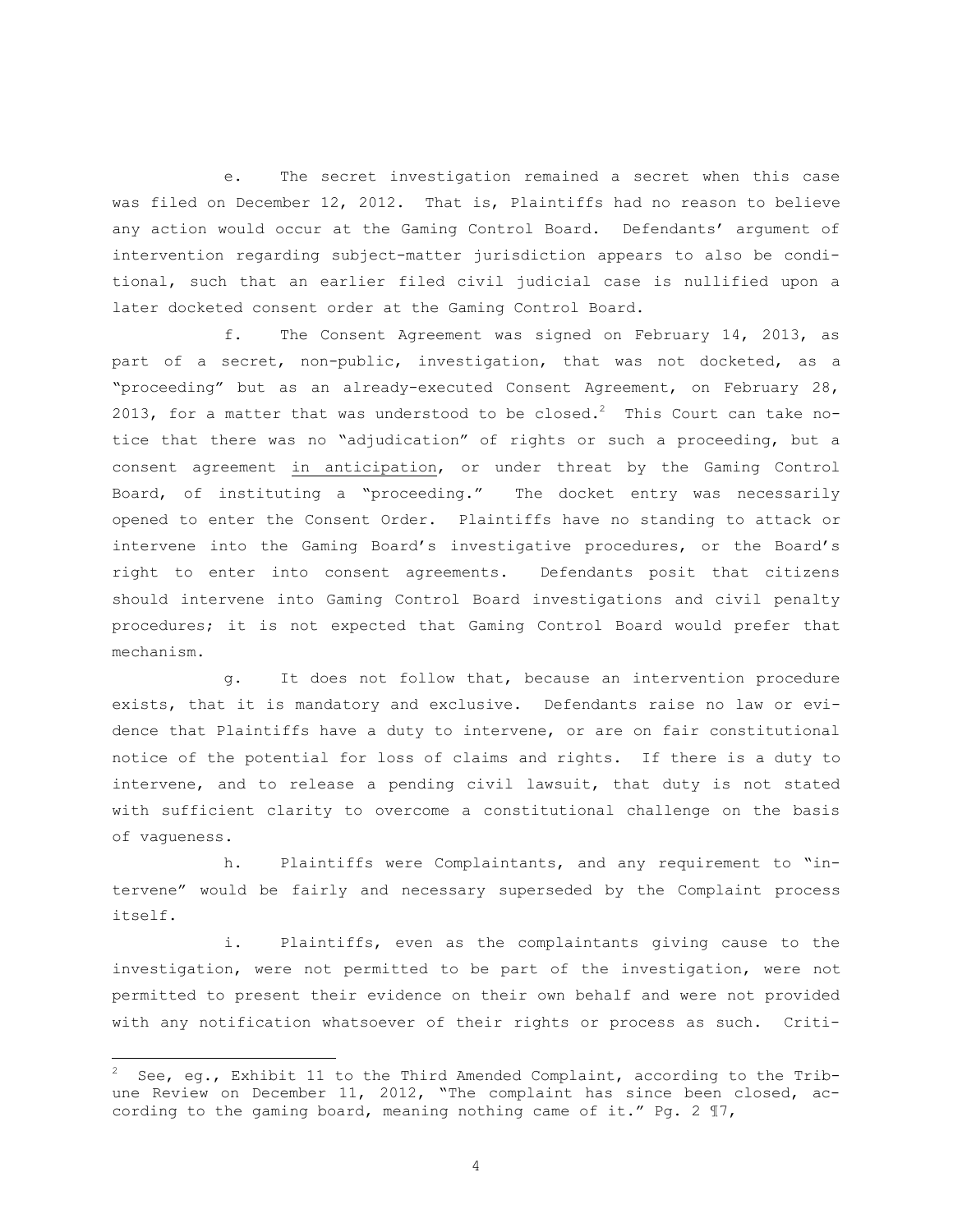e. The secret investigation remained a secret when this case was filed on December 12, 2012. That is, Plaintiffs had no reason to believe any action would occur at the Gaming Control Board. Defendants' argument of intervention regarding subject-matter jurisdiction appears to also be conditional, such that an earlier filed civil judicial case is nullified upon a later docketed consent order at the Gaming Control Board.

f. The Consent Agreement was signed on February 14, 2013, as part of a secret, non-public, investigation, that was not docketed, as a "proceeding" but as an already-executed Consent Agreement, on February 28, 2013, for a matter that was understood to be closed.[2] This Court can take notice that there was no "adjudication" of rights or such a proceeding, but a consent agreement <u>in anticipation</u>, or under threat by the Gaming Control Board, of instituting a "proceeding." The docket entry was necessarily opened to enter the Consent Order. Plaintiffs have no standing to attack or intervene into the Gaming Board's investigative procedures, or the Board's right to enter into consent agreements. Defendants posit that citizens should intervene into Gaming Control Board investigations and civil penalty procedures; it is not expected that Gaming Control Board would prefer that mechanism.

g. It does not follow that, because an intervention procedure exists, that it is mandatory and exclusive. Defendants raise no law or evidence that Plaintiffs have a duty to intervene, or are on fair constitutional notice of the potential for loss of claims and rights. If there is a duty to intervene, and to release a pending civil lawsuit, that duty is not stated with sufficient clarity to overcome a constitutional challenge on the basis of vagueness.

h. Plaintiffs were Complaintants, and any requirement to "intervene" would be fairly and necessary superseded by the Complaint process itself.

i. Plaintiffs, even as the complaintants giving cause to the investigation, were not permitted to be part of the investigation, were not permitted to present their evidence on their own behalf and were not provided with any notification whatsoever of their rights or process as such. Criti-

[2] See, eg., Exhibit 11 to the Third Amended Complaint, according to the Tribune Review on December 11, 2012, "The complaint has since been closed, according to the gaming board, meaning nothing came of it." Pg. 2 ¶7,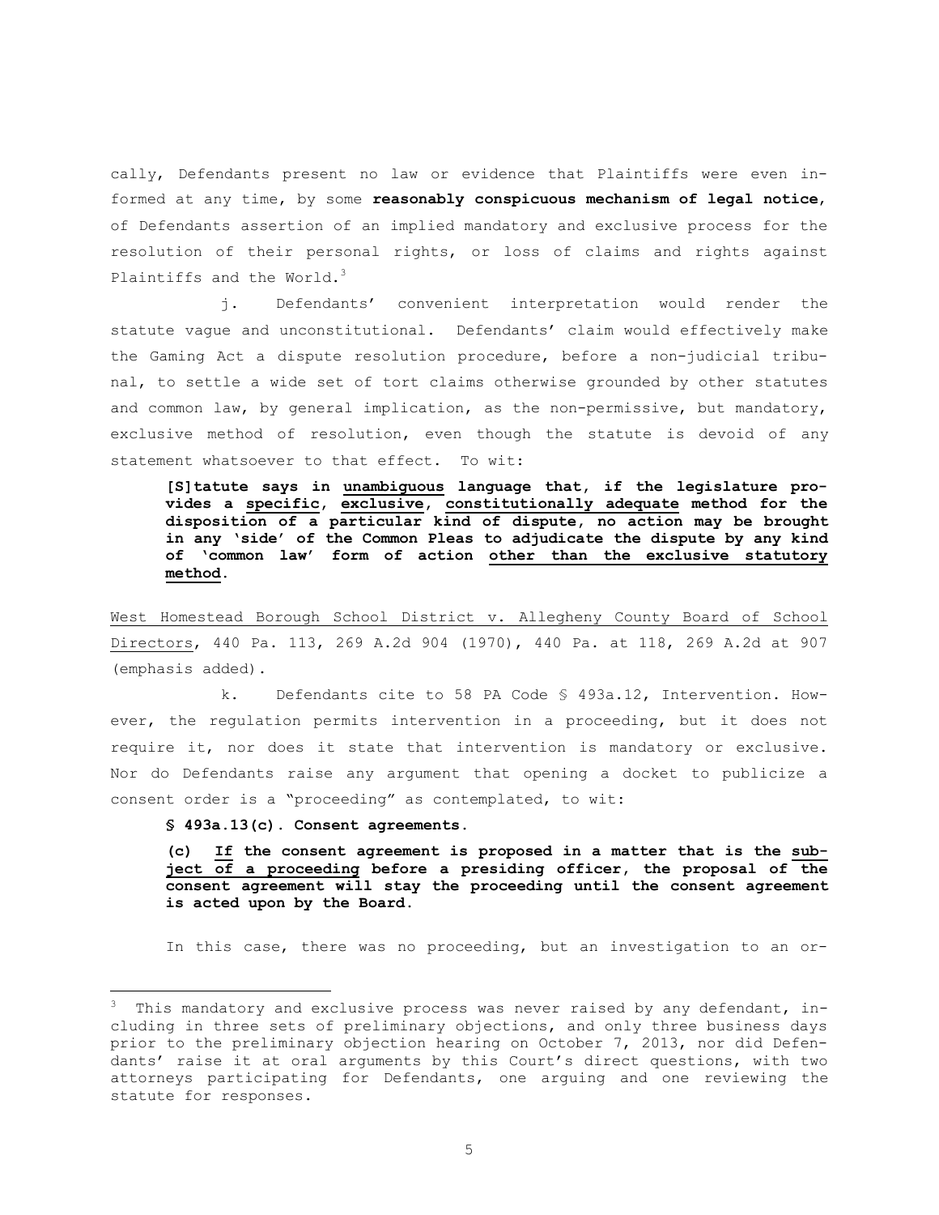cally, Defendants present no law or evidence that Plaintiffs were even informed at any time, by some **reasonably conspicuous mechanism of legal notice**, of Defendants assertion of an implied mandatory and exclusive process for the resolution of their personal rights, or loss of claims and rights against Plaintiffs and the World.[3]

j. Defendants' convenient interpretation would render the statute vague and unconstitutional. Defendants' claim would effectively make the Gaming Act a dispute resolution procedure, before a non-judicial tribunal, to settle a wide set of tort claims otherwise grounded by other statutes and common law, by general implication, as the non-permissive, but mandatory, exclusive method of resolution, even though the statute is devoid of any statement whatsoever to that effect. To wit:

> **[S]tatute says in <u>unambiguous</u> language that, if the legislature provides a <u>specific</u>, <u>exclusive</u>, <u>constitutionally adequate</u> method for the disposition of a particular kind of dispute, no action may be brought in any 'side' of the Common Pleas to adjudicate the dispute by any kind of 'common law' form of action <u>other than the exclusive statutory method</u>.**

<u>West Homestead Borough School District v. Allegheny County Board of School Directors</u>, 440 Pa. 113, 269 A.2d 904 (1970), 440 Pa. at 118, 269 A.2d at 907 (emphasis added).

k. Defendants cite to 58 PA Code § 493a.12, Intervention. However, the regulation permits intervention in a proceeding, but it does not require it, nor does it state that intervention is mandatory or exclusive. Nor do Defendants raise any argument that opening a docket to publicize a consent order is a "proceeding" as contemplated, to wit:

> **§ 493a.13(c). Consent agreements.**
>
> **(c) <u>If</u> the consent agreement is proposed in a matter that is the <u>subject of a proceeding</u> before a presiding officer, the proposal of the consent agreement will stay the proceeding until the consent agreement is acted upon by the Board.**

In this case, there was no proceeding, but an investigation to an or-

---

[3] This mandatory and exclusive process was never raised by any defendant, including in three sets of preliminary objections, and only three business days prior to the preliminary objection hearing on October 7, 2013, nor did Defendants' raise it at oral arguments by this Court's direct questions, with two attorneys participating for Defendants, one arguing and one reviewing the statute for responses.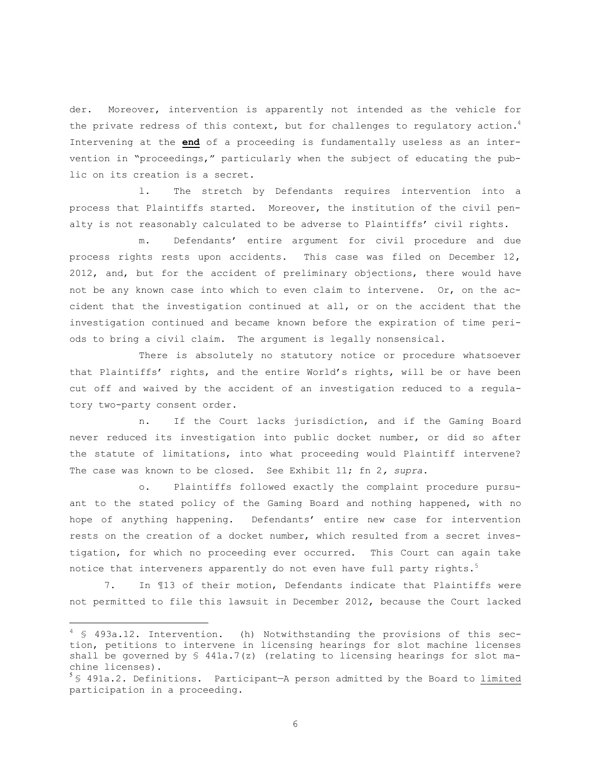der. Moreover, intervention is apparently not intended as the vehicle for the private redress of this context, but for challenges to regulatory action.[4] Intervening at the **end** of a proceeding is fundamentally useless as an intervention in "proceedings," particularly when the subject of educating the public on its creation is a secret.

l. The stretch by Defendants requires intervention into a process that Plaintiffs started. Moreover, the institution of the civil penalty is not reasonably calculated to be adverse to Plaintiffs' civil rights.

m. Defendants' entire argument for civil procedure and due process rights rests upon accidents. This case was filed on December 12, 2012, and, but for the accident of preliminary objections, there would have not be any known case into which to even claim to intervene. Or, on the accident that the investigation continued at all, or on the accident that the investigation continued and became known before the expiration of time periods to bring a civil claim. The argument is legally nonsensical.

There is absolutely no statutory notice or procedure whatsoever that Plaintiffs' rights, and the entire World's rights, will be or have been cut off and waived by the accident of an investigation reduced to a regulatory two-party consent order.

n. If the Court lacks jurisdiction, and if the Gaming Board never reduced its investigation into public docket number, or did so after the statute of limitations, into what proceeding would Plaintiff intervene? The case was known to be closed. See Exhibit 11; fn 2, *supra*.

o. Plaintiffs followed exactly the complaint procedure pursuant to the stated policy of the Gaming Board and nothing happened, with no hope of anything happening. Defendants' entire new case for intervention rests on the creation of a docket number, which resulted from a secret investigation, for which no proceeding ever occurred. This Court can again take notice that interveners apparently do not even have full party rights.[5]

7. In ¶13 of their motion, Defendants indicate that Plaintiffs were not permitted to file this lawsuit in December 2012, because the Court lacked

---

[4] § 493a.12. Intervention. (h) Notwithstanding the provisions of this section, petitions to intervene in licensing hearings for slot machine licenses shall be governed by § 441a.7(z) (relating to licensing hearings for slot machine licenses).

[5] § 491a.2. Definitions. Participant—A person admitted by the Board to <u>limited</u> participation in a proceeding.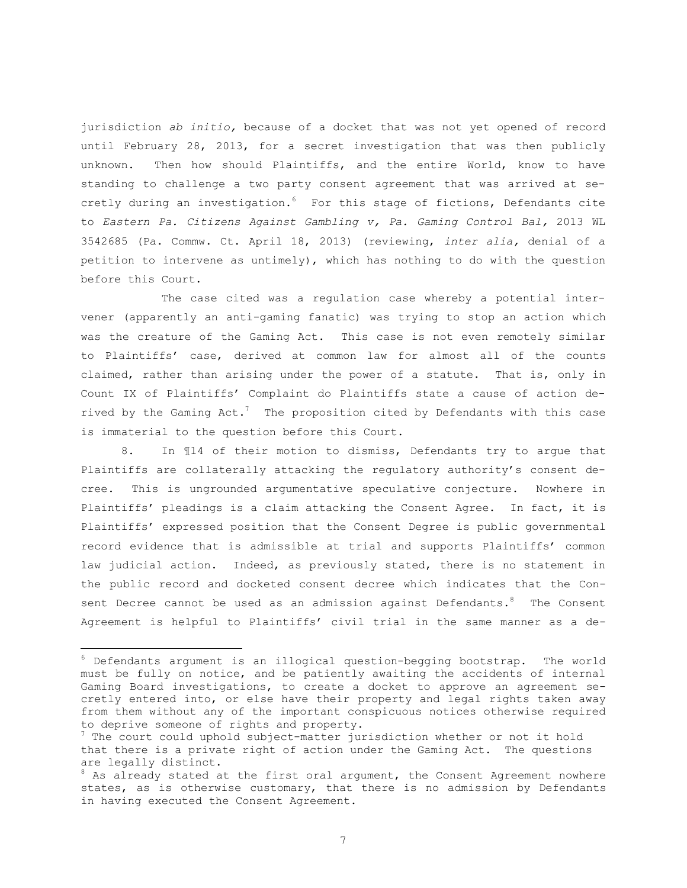jurisdiction *ab initio,* because of a docket that was not yet opened of record until February 28, 2013, for a secret investigation that was then publicly unknown. Then how should Plaintiffs, and the entire World, know to have standing to challenge a two party consent agreement that was arrived at secretly during an investigation.[6] For this stage of fictions, Defendants cite to *Eastern Pa. Citizens Against Gambling v, Pa. Gaming Control Bd,* 2013 WL 3542685 (Pa. Commw. Ct. April 18, 2013) (reviewing, *inter alia,* denial of a petition to intervene as untimely), which has nothing to do with the question before this Court.

The case cited was a regulation case whereby a potential intervener (apparently an anti-gaming fanatic) was trying to stop an action which was the creature of the Gaming Act. This case is not even remotely similar to Plaintiffs' case, derived at common law for almost all of the counts claimed, rather than arising under the power of a statute. That is, only in Count IX of Plaintiffs' Complaint do Plaintiffs state a cause of action derived by the Gaming Act.[7] The proposition cited by Defendants with this case is immaterial to the question before this Court.

8. In ¶14 of their motion to dismiss, Defendants try to argue that Plaintiffs are collaterally attacking the regulatory authority's consent decree. This is ungrounded argumentative speculative conjecture. Nowhere in Plaintiffs' pleadings is a claim attacking the Consent Agree. In fact, it is Plaintiffs' expressed position that the Consent Degree is public governmental record evidence that is admissible at trial and supports Plaintiffs' common law judicial action. Indeed, as previously stated, there is no statement in the public record and docketed consent decree which indicates that the Consent Decree cannot be used as an admission against Defendants.[8] The Consent Agreement is helpful to Plaintiffs' civil trial in the same manner as a de-

---

[6] Defendants argument is an illogical question-begging bootstrap. The world must be fully on notice, and be patiently awaiting the accidents of internal Gaming Board investigations, to create a docket to approve an agreement secretly entered into, or else have their property and legal rights taken away from them without any of the important conspicuous notices otherwise required to deprive someone of rights and property.

[7] The court could uphold subject-matter jurisdiction whether or not it hold that there is a private right of action under the Gaming Act. The questions are legally distinct.

[8] As already stated at the first oral argument, the Consent Agreement nowhere states, as is otherwise customary, that there is no admission by Defendants in having executed the Consent Agreement.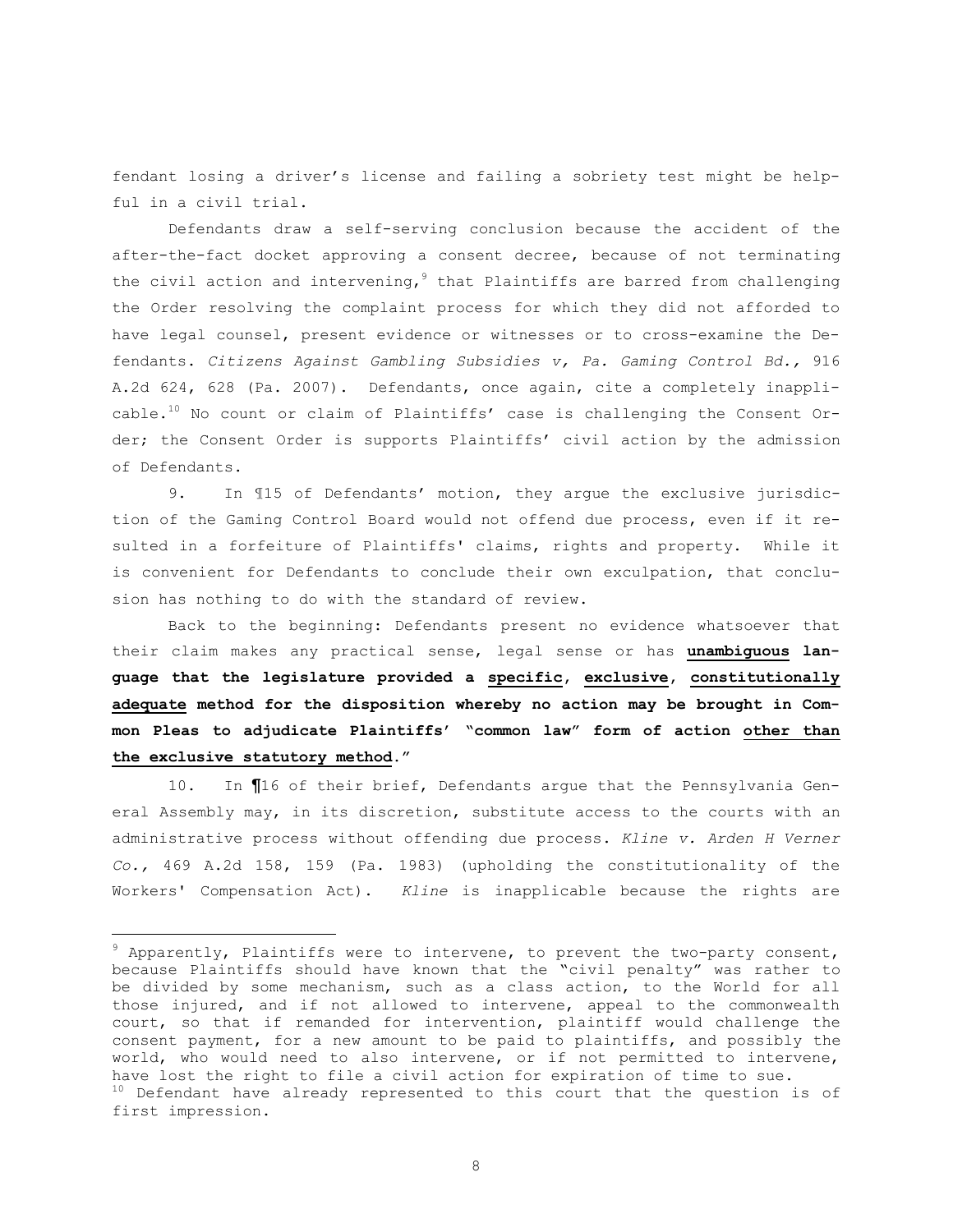fendant losing a driver's license and failing a sobriety test might be helpful in a civil trial.

Defendants draw a self-serving conclusion because the accident of the after-the-fact docket approving a consent decree, because of not terminating the civil action and intervening,[9] that Plaintiffs are barred from challenging the Order resolving the complaint process for which they did not afforded to have legal counsel, present evidence or witnesses or to cross-examine the Defendants. *Citizens Against Gambling Subsidies v, Pa. Gaming Control Bd.,* 916 A.2d 624, 628 (Pa. 2007). Defendants, once again, cite a completely inapplicable.[10] No count or claim of Plaintiffs' case is challenging the Consent Order; the Consent Order is supports Plaintiffs' civil action by the admission of Defendants.

9. In ¶15 of Defendants' motion, they argue the exclusive jurisdiction of the Gaming Control Board would not offend due process, even if it resulted in a forfeiture of Plaintiffs' claims, rights and property. While it is convenient for Defendants to conclude their own exculpation, that conclusion has nothing to do with the standard of review.

Back to the beginning: Defendants present no evidence whatsoever that their claim makes any practical sense, legal sense or has **<u>unambiguous</u> language that the legislature provided a <u>specific</u>, <u>exclusive</u>, <u>constitutionally adequate</u> method for the disposition whereby no action may be brought in Common Pleas to adjudicate Plaintiffs' "common law" form of action <u>other than the exclusive statutory method</u>."**

10. In **¶**16 of their brief, Defendants argue that the Pennsylvania General Assembly may, in its discretion, substitute access to the courts with an administrative process without offending due process. *Kline v. Arden H Verner Co.,* 469 A.2d 158, 159 (Pa. 1983) (upholding the constitutionality of the Workers' Compensation Act). *Kline* is inapplicable because the rights are

---

[9] Apparently, Plaintiffs were to intervene, to prevent the two-party consent, because Plaintiffs should have known that the "civil penalty" was rather to be divided by some mechanism, such as a class action, to the World for all those injured, and if not allowed to intervene, appeal to the commonwealth court, so that if remanded for intervention, plaintiff would challenge the consent payment, for a new amount to be paid to plaintiffs, and possibly the world, who would need to also intervene, or if not permitted to intervene, have lost the right to file a civil action for expiration of time to sue.

[10] Defendant have already represented to this court that the question is of first impression.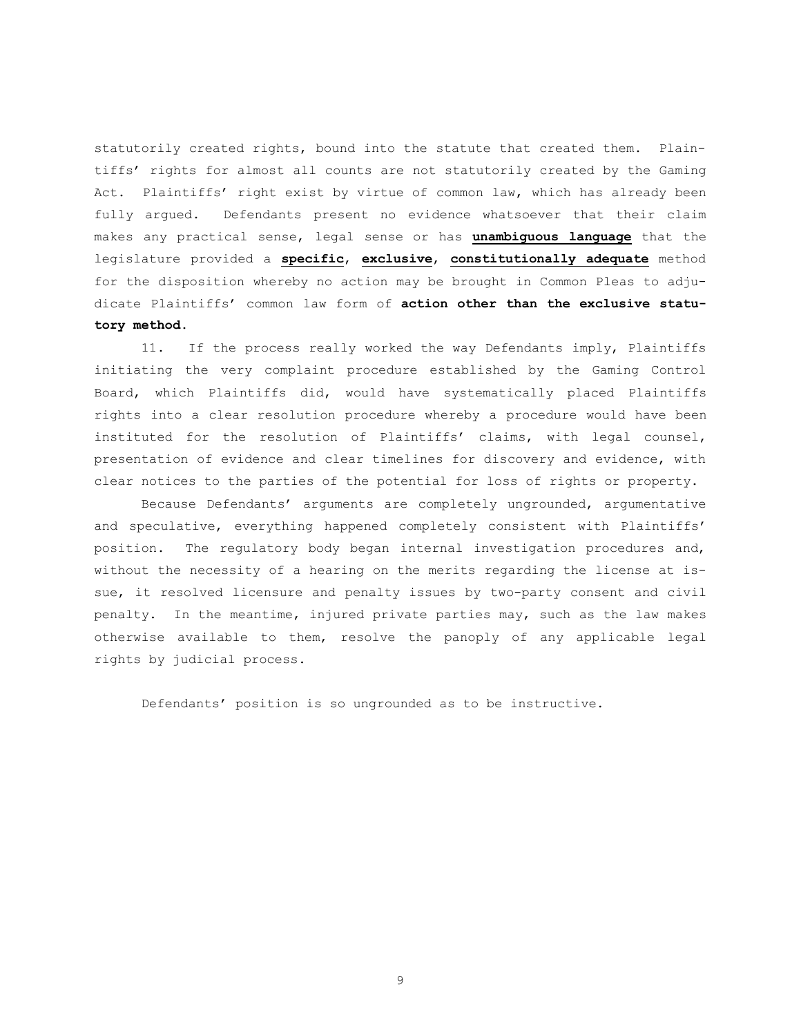statutorily created rights, bound into the statute that created them. Plaintiffs' rights for almost all counts are not statutorily created by the Gaming Act. Plaintiffs' right exist by virtue of common law, which has already been fully argued. Defendants present no evidence whatsoever that their claim makes any practical sense, legal sense or has **unambiguous language** that the legislature provided a **specific**, **exclusive**, **constitutionally adequate** method for the disposition whereby no action may be brought in Common Pleas to adjudicate Plaintiffs' common law form of **action other than the exclusive statutory method.**

11. If the process really worked the way Defendants imply, Plaintiffs initiating the very complaint procedure established by the Gaming Control Board, which Plaintiffs did, would have systematically placed Plaintiffs rights into a clear resolution procedure whereby a procedure would have been instituted for the resolution of Plaintiffs' claims, with legal counsel, presentation of evidence and clear timelines for discovery and evidence, with clear notices to the parties of the potential for loss of rights or property.

Because Defendants' arguments are completely ungrounded, argumentative and speculative, everything happened completely consistent with Plaintiffs' position. The regulatory body began internal investigation procedures and, without the necessity of a hearing on the merits regarding the license at issue, it resolved licensure and penalty issues by two-party consent and civil penalty. In the meantime, injured private parties may, such as the law makes otherwise available to them, resolve the panoply of any applicable legal rights by judicial process.

Defendants' position is so ungrounded as to be instructive.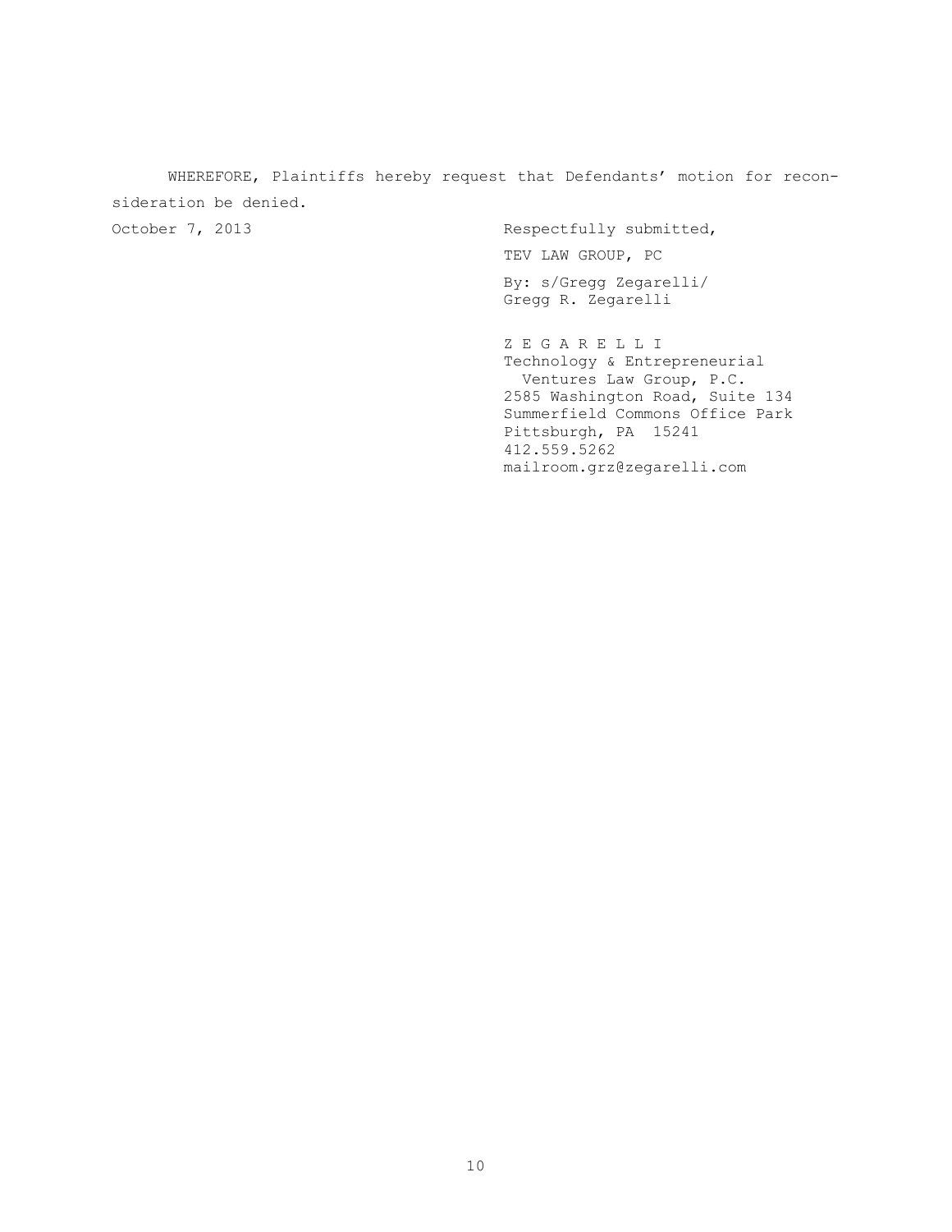WHEREFORE, Plaintiffs hereby request that Defendants' motion for reconsideration be denied.

October 7, 2013

Respectfully submitted,

TEV LAW GROUP, PC

By: s/Gregg Zegarelli/
Gregg R. Zegarelli

Z E G A R E L L I
Technology & Entrepreneurial
Ventures Law Group, P.C.
2585 Washington Road, Suite 134
Summerfield Commons Office Park
Pittsburgh, PA 15241
412.559.5262
mailroom.grz@zegarelli.com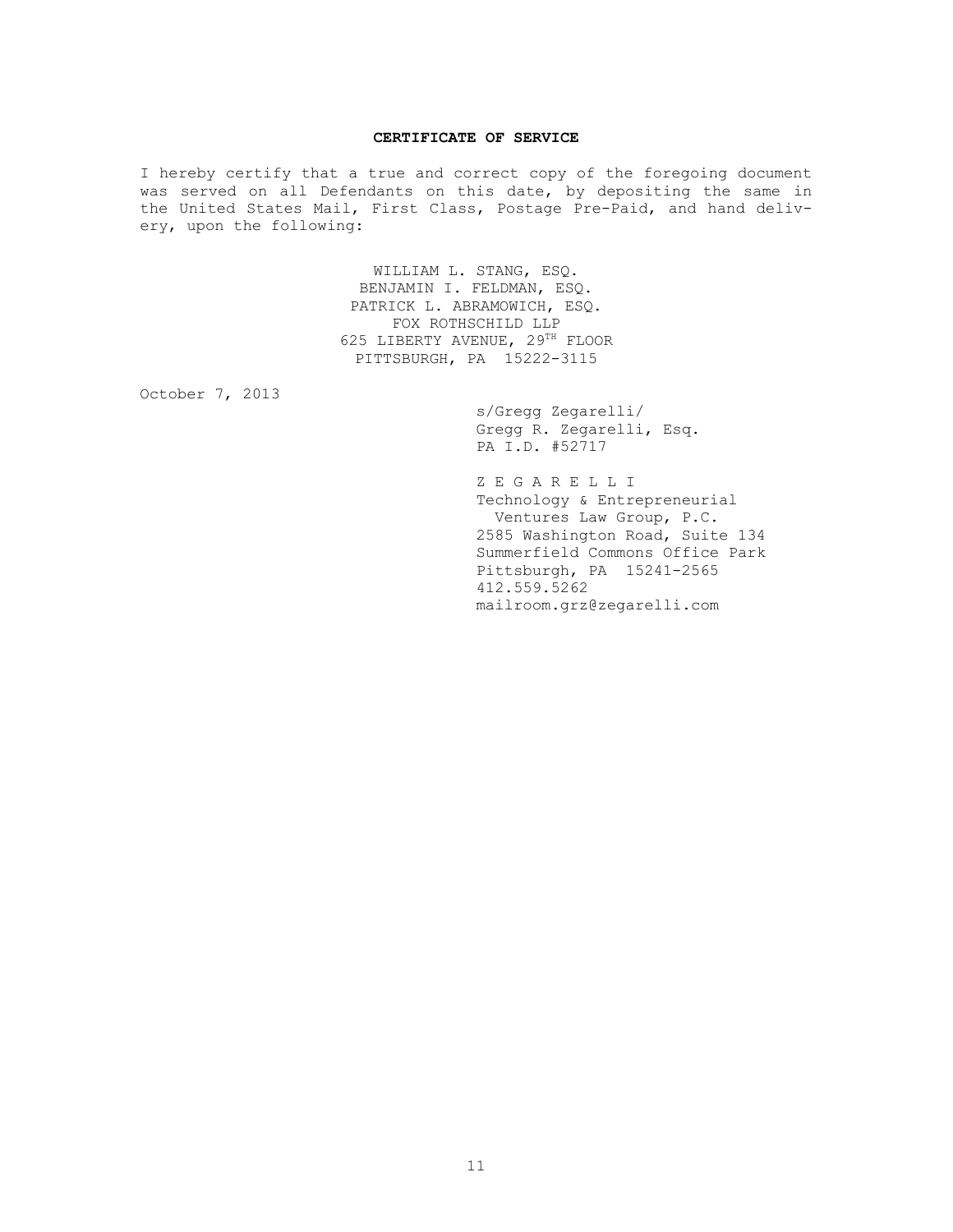**CERTIFICATE OF SERVICE**

I hereby certify that a true and correct copy of the foregoing document was served on all Defendants on this date, by depositing the same in the United States Mail, First Class, Postage Pre-Paid, and hand delivery, upon the following:

WILLIAM L. STANG, ESQ.
BENJAMIN I. FELDMAN, ESQ.
PATRICK L. ABRAMOWICH, ESQ.
FOX ROTHSCHILD LLP
625 LIBERTY AVENUE, 29TH FLOOR
PITTSBURGH, PA 15222-3115

October 7, 2013

s/Gregg Zegarelli/
Gregg R. Zegarelli, Esq.
PA I.D. #52717

Z E G A R E L L I
Technology & Entrepreneurial
Ventures Law Group, P.C.
2585 Washington Road, Suite 134
Summerfield Commons Office Park
Pittsburgh, PA 15241-2565
412.559.5262
mailroom.grz@zegarelli.com